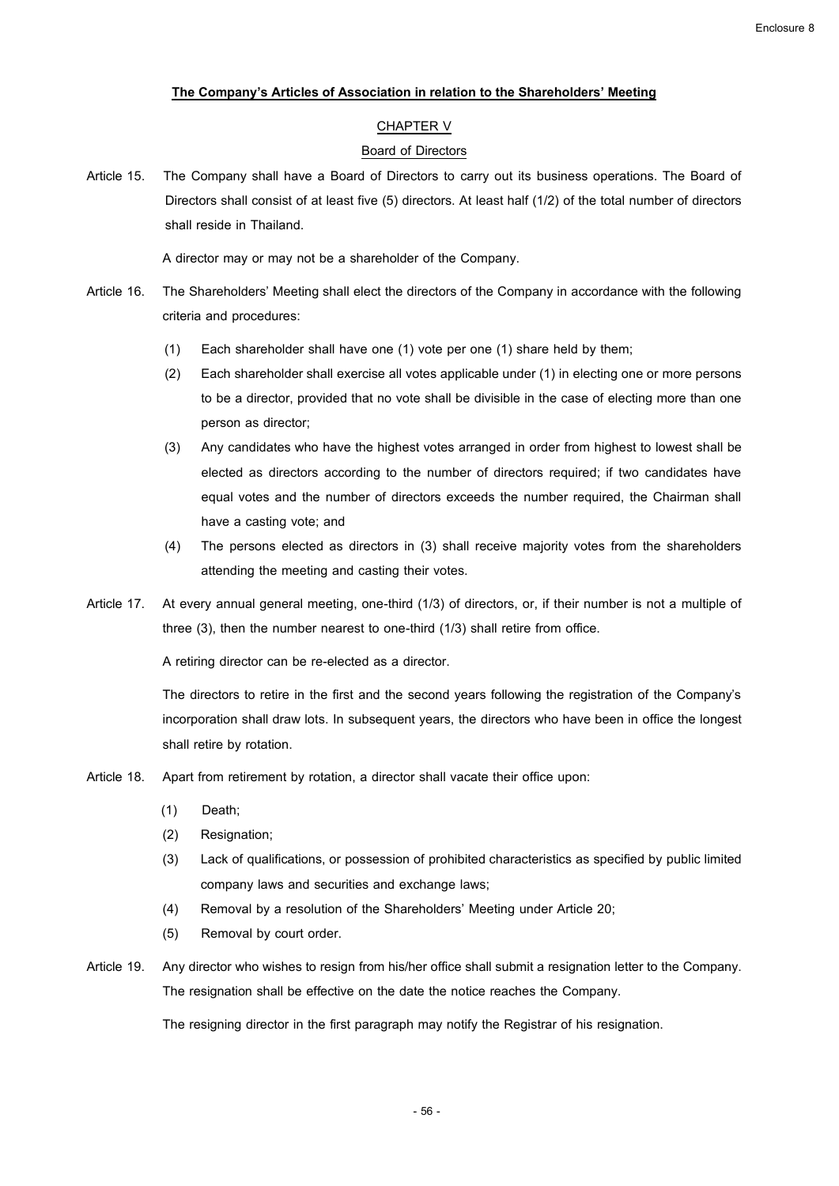Enclosure 8

## The Company's Articles of Association in relation to the Shareholders' Meeting

### CHAPTER V

### Board of Directors

Article 15. The Company shall have a Board of Directors to carry out its business operations. The Board of Directors shall consist of at least five (5) directors. At least half (1/2) of the total number of directors shall reside in Thailand.

A director may or may not be a shareholder of the Company.

Article 16. The Shareholders' Meeting shall elect the directors of the Company in accordance with the following criteria and procedures:

(1) Each shareholder shall have one (1) vote per one (1) share held by them;

(2) Each shareholder shall exercise all votes applicable under (1) in electing one or more persons to be a director, provided that no vote shall be divisible in the case of electing more than one person as director;

(3) Any candidates who have the highest votes arranged in order from highest to lowest shall be elected as directors according to the number of directors required; if two candidates have equal votes and the number of directors exceeds the number required, the Chairman shall have a casting vote; and

(4) The persons elected as directors in (3) shall receive majority votes from the shareholders attending the meeting and casting their votes.

Article 17. At every annual general meeting, one-third (1/3) of directors, or, if their number is not a multiple of three (3), then the number nearest to one-third (1/3) shall retire from office.

A retiring director can be re-elected as a director.

The directors to retire in the first and the second years following the registration of the Company's incorporation shall draw lots. In subsequent years, the directors who have been in office the longest shall retire by rotation.

Article 18. Apart from retirement by rotation, a director shall vacate their office upon:

(1) Death;

(2) Resignation;

(3) Lack of qualifications, or possession of prohibited characteristics as specified by public limited company laws and securities and exchange laws;

(4) Removal by a resolution of the Shareholders' Meeting under Article 20;

(5) Removal by court order.

Article 19. Any director who wishes to resign from his/her office shall submit a resignation letter to the Company. The resignation shall be effective on the date the notice reaches the Company.

The resigning director in the first paragraph may notify the Registrar of his resignation.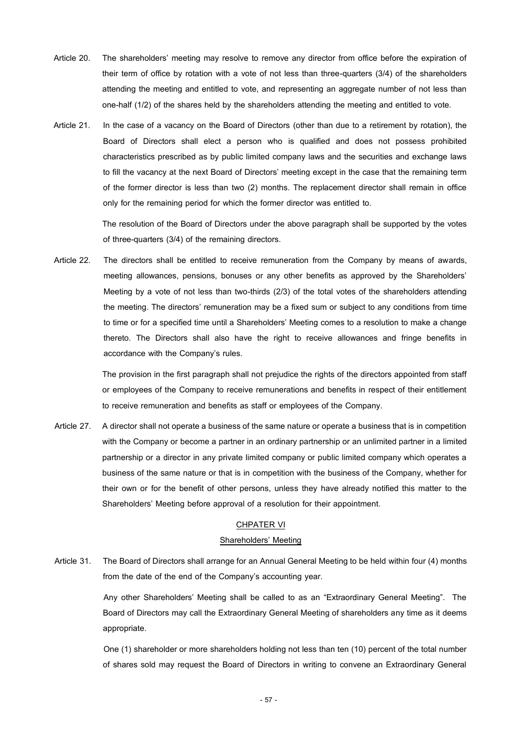Article 20. The shareholders' meeting may resolve to remove any director from office before the expiration of their term of office by rotation with a vote of not less than three-quarters (3/4) of the shareholders attending the meeting and entitled to vote, and representing an aggregate number of not less than one-half (1/2) of the shares held by the shareholders attending the meeting and entitled to vote.

Article 21. In the case of a vacancy on the Board of Directors (other than due to a retirement by rotation), the Board of Directors shall elect a person who is qualified and does not possess prohibited characteristics prescribed as by public limited company laws and the securities and exchange laws to fill the vacancy at the next Board of Directors' meeting except in the case that the remaining term of the former director is less than two (2) months. The replacement director shall remain in office only for the remaining period for which the former director was entitled to.

The resolution of the Board of Directors under the above paragraph shall be supported by the votes of three-quarters (3/4) of the remaining directors.

Article 22. The directors shall be entitled to receive remuneration from the Company by means of awards, meeting allowances, pensions, bonuses or any other benefits as approved by the Shareholders' Meeting by a vote of not less than two-thirds (2/3) of the total votes of the shareholders attending the meeting. The directors' remuneration may be a fixed sum or subject to any conditions from time to time or for a specified time until a Shareholders' Meeting comes to a resolution to make a change thereto. The Directors shall also have the right to receive allowances and fringe benefits in accordance with the Company's rules.

The provision in the first paragraph shall not prejudice the rights of the directors appointed from staff or employees of the Company to receive remunerations and benefits in respect of their entitlement to receive remuneration and benefits as staff or employees of the Company.

Article 27. A director shall not operate a business of the same nature or operate a business that is in competition with the Company or become a partner in an ordinary partnership or an unlimited partner in a limited partnership or a director in any private limited company or public limited company which operates a business of the same nature or that is in competition with the business of the Company, whether for their own or for the benefit of other persons, unless they have already notified this matter to the Shareholders' Meeting before approval of a resolution for their appointment.

## CHPATER VI

## Shareholders' Meeting

Article 31. The Board of Directors shall arrange for an Annual General Meeting to be held within four (4) months from the date of the end of the Company's accounting year.

Any other Shareholders' Meeting shall be called to as an "Extraordinary General Meeting". The Board of Directors may call the Extraordinary General Meeting of shareholders any time as it deems appropriate.

One (1) shareholder or more shareholders holding not less than ten (10) percent of the total number of shares sold may request the Board of Directors in writing to convene an Extraordinary General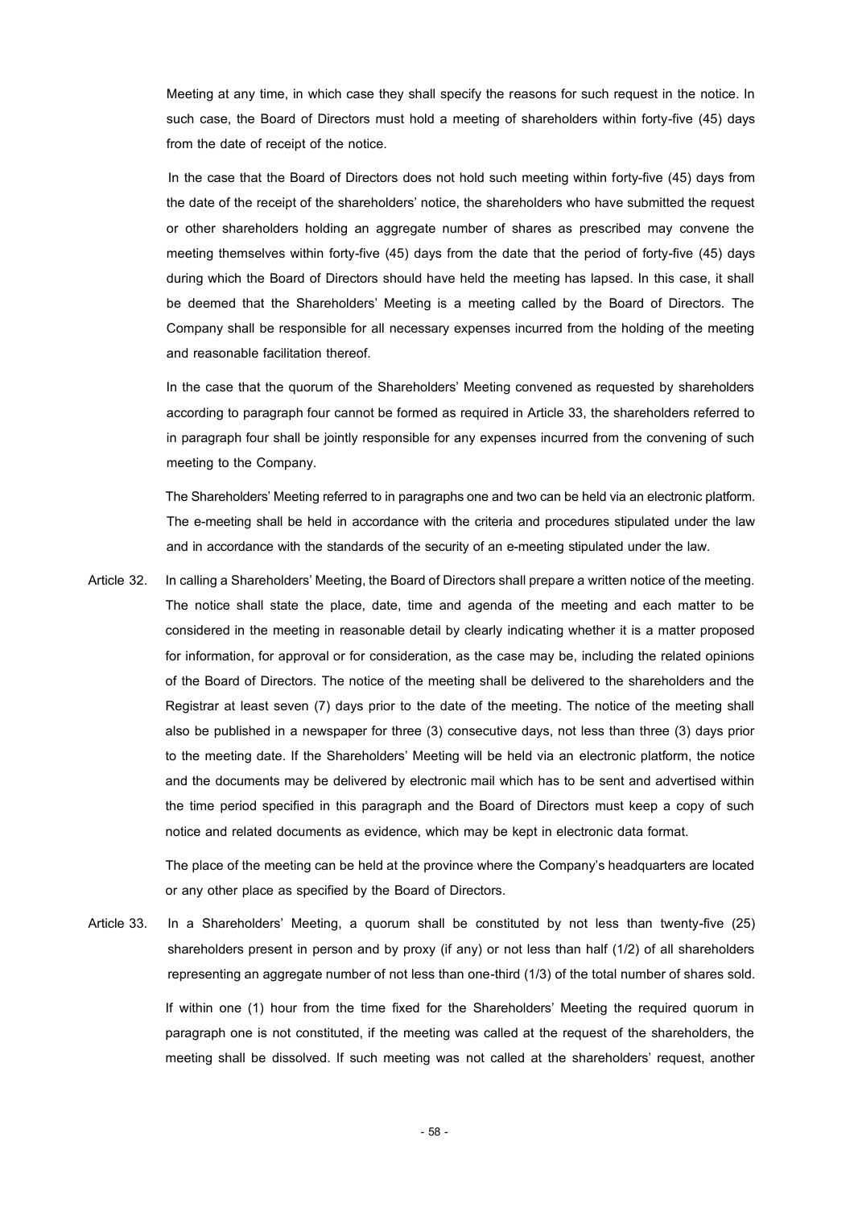Meeting at any time, in which case they shall specify the reasons for such request in the notice. In such case, the Board of Directors must hold a meeting of shareholders within forty-five (45) days from the date of receipt of the notice.

In the case that the Board of Directors does not hold such meeting within forty-five (45) days from the date of the receipt of the shareholders' notice, the shareholders who have submitted the request or other shareholders holding an aggregate number of shares as prescribed may convene the meeting themselves within forty-five (45) days from the date that the period of forty-five (45) days during which the Board of Directors should have held the meeting has lapsed. In this case, it shall be deemed that the Shareholders' Meeting is a meeting called by the Board of Directors. The Company shall be responsible for all necessary expenses incurred from the holding of the meeting and reasonable facilitation thereof.

In the case that the quorum of the Shareholders' Meeting convened as requested by shareholders according to paragraph four cannot be formed as required in Article 33, the shareholders referred to in paragraph four shall be jointly responsible for any expenses incurred from the convening of such meeting to the Company.

The Shareholders' Meeting referred to in paragraphs one and two can be held via an electronic platform. The e-meeting shall be held in accordance with the criteria and procedures stipulated under the law and in accordance with the standards of the security of an e-meeting stipulated under the law.

Article 32. In calling a Shareholders' Meeting, the Board of Directors shall prepare a written notice of the meeting. The notice shall state the place, date, time and agenda of the meeting and each matter to be considered in the meeting in reasonable detail by clearly indicating whether it is a matter proposed for information, for approval or for consideration, as the case may be, including the related opinions of the Board of Directors. The notice of the meeting shall be delivered to the shareholders and the Registrar at least seven (7) days prior to the date of the meeting. The notice of the meeting shall also be published in a newspaper for three (3) consecutive days, not less than three (3) days prior to the meeting date. If the Shareholders' Meeting will be held via an electronic platform, the notice and the documents may be delivered by electronic mail which has to be sent and advertised within the time period specified in this paragraph and the Board of Directors must keep a copy of such notice and related documents as evidence, which may be kept in electronic data format.

The place of the meeting can be held at the province where the Company's headquarters are located or any other place as specified by the Board of Directors.

Article 33. In a Shareholders' Meeting, a quorum shall be constituted by not less than twenty-five (25) shareholders present in person and by proxy (if any) or not less than half (1/2) of all shareholders representing an aggregate number of not less than one-third (1/3) of the total number of shares sold.

If within one (1) hour from the time fixed for the Shareholders' Meeting the required quorum in paragraph one is not constituted, if the meeting was called at the request of the shareholders, the meeting shall be dissolved. If such meeting was not called at the shareholders' request, another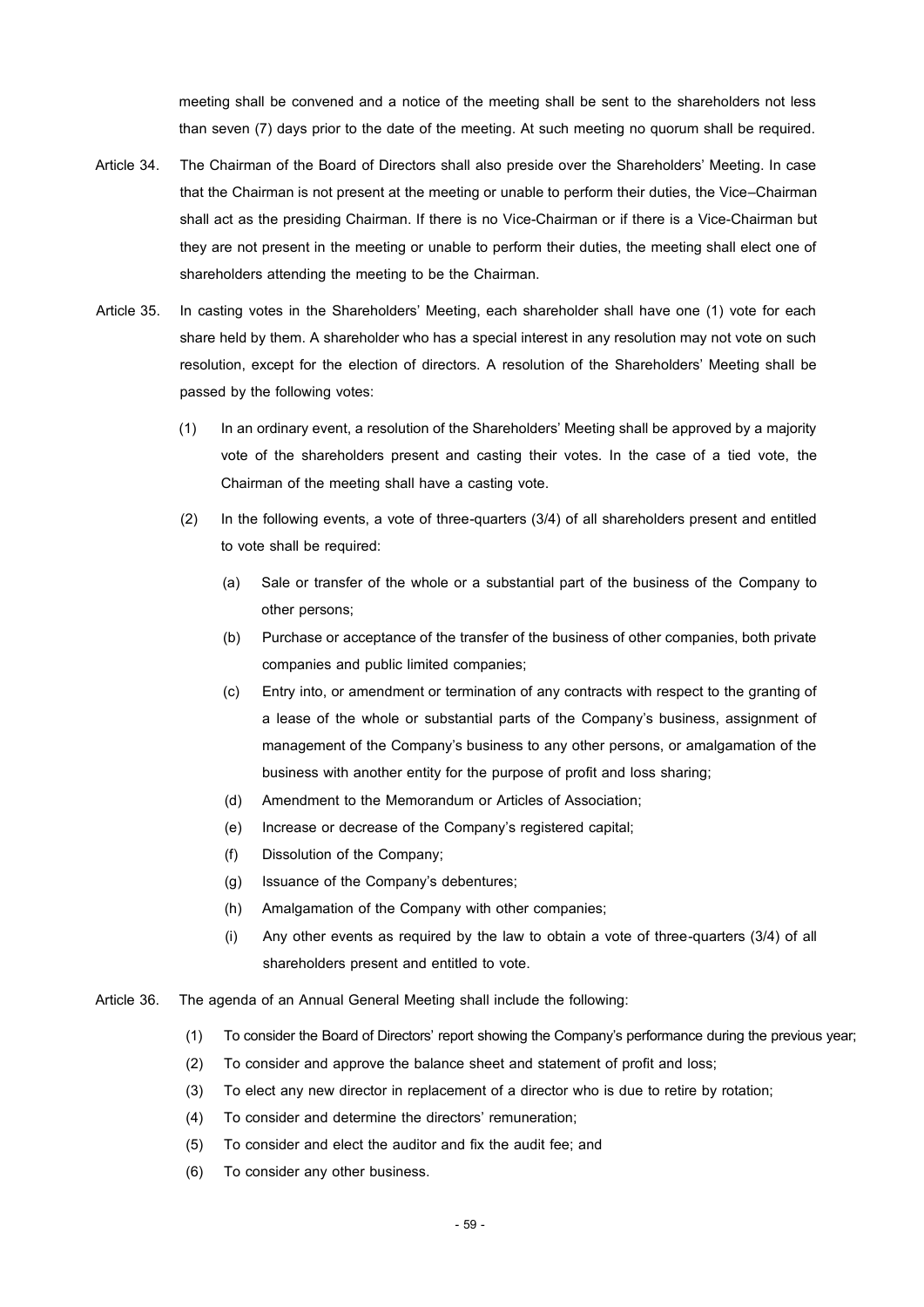meeting shall be convened and a notice of the meeting shall be sent to the shareholders not less than seven (7) days prior to the date of the meeting. At such meeting no quorum shall be required.

Article 34. The Chairman of the Board of Directors shall also preside over the Shareholders' Meeting. In case that the Chairman is not present at the meeting or unable to perform their duties, the Vice–Chairman shall act as the presiding Chairman. If there is no Vice-Chairman or if there is a Vice-Chairman but they are not present in the meeting or unable to perform their duties, the meeting shall elect one of shareholders attending the meeting to be the Chairman.

Article 35. In casting votes in the Shareholders' Meeting, each shareholder shall have one (1) vote for each share held by them. A shareholder who has a special interest in any resolution may not vote on such resolution, except for the election of directors. A resolution of the Shareholders' Meeting shall be passed by the following votes:

(1) In an ordinary event, a resolution of the Shareholders' Meeting shall be approved by a majority vote of the shareholders present and casting their votes. In the case of a tied vote, the Chairman of the meeting shall have a casting vote.

(2) In the following events, a vote of three-quarters (3/4) of all shareholders present and entitled to vote shall be required:

(a) Sale or transfer of the whole or a substantial part of the business of the Company to other persons;

(b) Purchase or acceptance of the transfer of the business of other companies, both private companies and public limited companies;

(c) Entry into, or amendment or termination of any contracts with respect to the granting of a lease of the whole or substantial parts of the Company's business, assignment of management of the Company's business to any other persons, or amalgamation of the business with another entity for the purpose of profit and loss sharing;

(d) Amendment to the Memorandum or Articles of Association;

(e) Increase or decrease of the Company's registered capital;

(f) Dissolution of the Company;

(g) Issuance of the Company's debentures;

(h) Amalgamation of the Company with other companies;

(i) Any other events as required by the law to obtain a vote of three-quarters (3/4) of all shareholders present and entitled to vote.

Article 36. The agenda of an Annual General Meeting shall include the following:

(1) To consider the Board of Directors' report showing the Company's performance during the previous year;

(2) To consider and approve the balance sheet and statement of profit and loss;

(3) To elect any new director in replacement of a director who is due to retire by rotation;

(4) To consider and determine the directors' remuneration;

(5) To consider and elect the auditor and fix the audit fee; and

(6) To consider any other business.